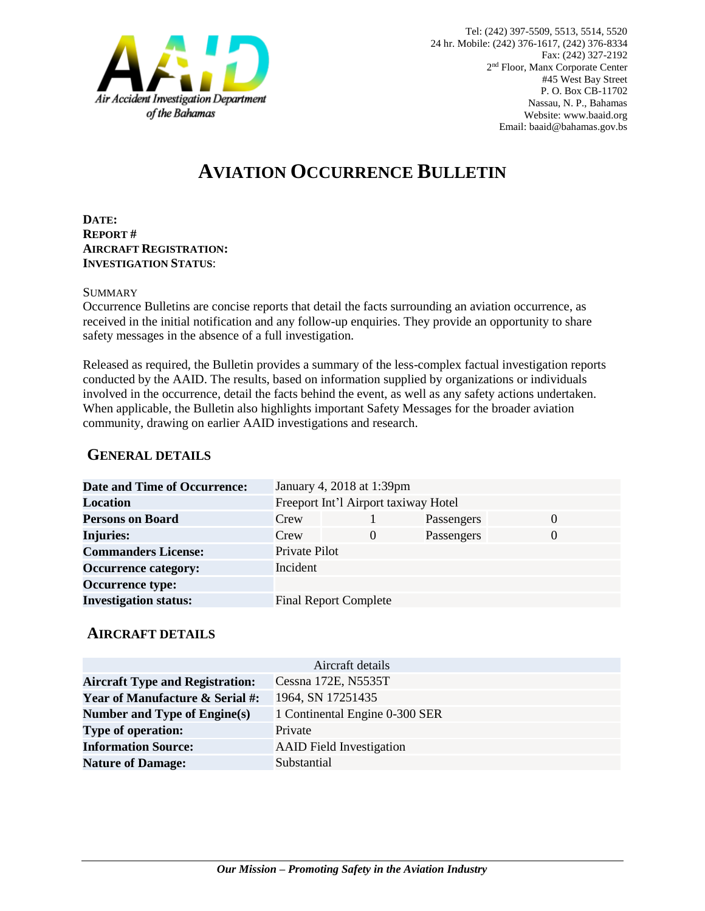Air Accident Investigation Department of the Bahamas

Tel: (242) 397-5509, 5513, 5514, 5520
24 hr. Mobile: (242) 376-1617, (242) 376-8334
Fax: (242) 327-2192
2nd Floor, Manx Corporate Center
#45 West Bay Street
P. O. Box CB-11702
Nassau, N. P., Bahamas
Website: www.baaid.org
Email: baaid@bahamas.gov.bs

# AVIATION OCCURRENCE BULLETIN

**DATE:**
**REPORT #**
**AIRCRAFT REGISTRATION:**
**INVESTIGATION STATUS:**

SUMMARY

Occurrence Bulletins are concise reports that detail the facts surrounding an aviation occurrence, as received in the initial notification and any follow-up enquiries. They provide an opportunity to share safety messages in the absence of a full investigation.

Released as required, the Bulletin provides a summary of the less-complex factual investigation reports conducted by the AAID. The results, based on information supplied by organizations or individuals involved in the occurrence, detail the facts behind the event, as well as any safety actions undertaken. When applicable, the Bulletin also highlights important Safety Messages for the broader aviation community, drawing on earlier AAID investigations and research.

## GENERAL DETAILS

| | | | | |
|---|---|---|---|---|
| **Date and Time of Occurrence:** | January 4, 2018 at 1:39pm | | | |
| **Location** | Freeport Int'l Airport taxiway Hotel | | | |
| **Persons on Board** | Crew | 1 | Passengers | 0 |
| **Injuries:** | Crew | 0 | Passengers | 0 |
| **Commanders License:** | Private Pilot | | | |
| **Occurrence category:** | Incident | | | |
| **Occurrence type:** | | | | |
| **Investigation status:** | Final Report Complete | | | |

## AIRCRAFT DETAILS

| Aircraft details | |
|---|---|
| **Aircraft Type and Registration:** | Cessna 172E, N5535T |
| **Year of Manufacture & Serial #:** | 1964, SN 17251435 |
| **Number and Type of Engine(s)** | 1 Continental Engine 0-300 SER |
| **Type of operation:** | Private |
| **Information Source:** | AAID Field Investigation |
| **Nature of Damage:** | Substantial |

*Our Mission – Promoting Safety in the Aviation Industry*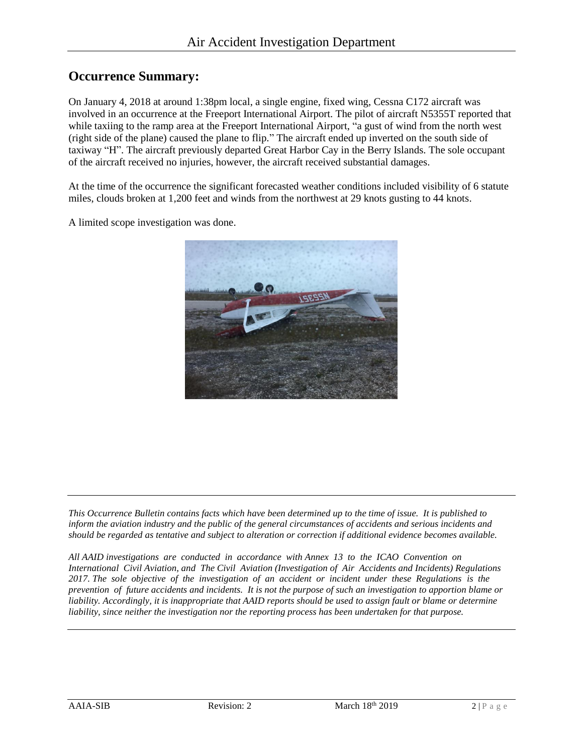## Occurrence Summary:

On January 4, 2018 at around 1:38pm local, a single engine, fixed wing, Cessna C172 aircraft was involved in an occurrence at the Freeport International Airport. The pilot of aircraft N5355T reported that while taxiing to the ramp area at the Freeport International Airport, "a gust of wind from the north west (right side of the plane) caused the plane to flip." The aircraft ended up inverted on the south side of taxiway "H". The aircraft previously departed Great Harbor Cay in the Berry Islands. The sole occupant of the aircraft received no injuries, however, the aircraft received substantial damages.

At the time of the occurrence the significant forecasted weather conditions included visibility of 6 statute miles, clouds broken at 1,200 feet and winds from the northwest at 29 knots gusting to 44 knots.

A limited scope investigation was done.

---

*This Occurrence Bulletin contains facts which have been determined up to the time of issue. It is published to inform the aviation industry and the public of the general circumstances of accidents and serious incidents and should be regarded as tentative and subject to alteration or correction if additional evidence becomes available.*

*All AAID investigations are conducted in accordance with Annex 13 to the ICAO Convention on International Civil Aviation, and The Civil Aviation (Investigation of Air Accidents and Incidents) Regulations 2017. The sole objective of the investigation of an accident or incident under these Regulations is the prevention of future accidents and incidents. It is not the purpose of such an investigation to apportion blame or liability. Accordingly, it is inappropriate that AAID reports should be used to assign fault or blame or determine liability, since neither the investigation nor the reporting process has been undertaken for that purpose.*